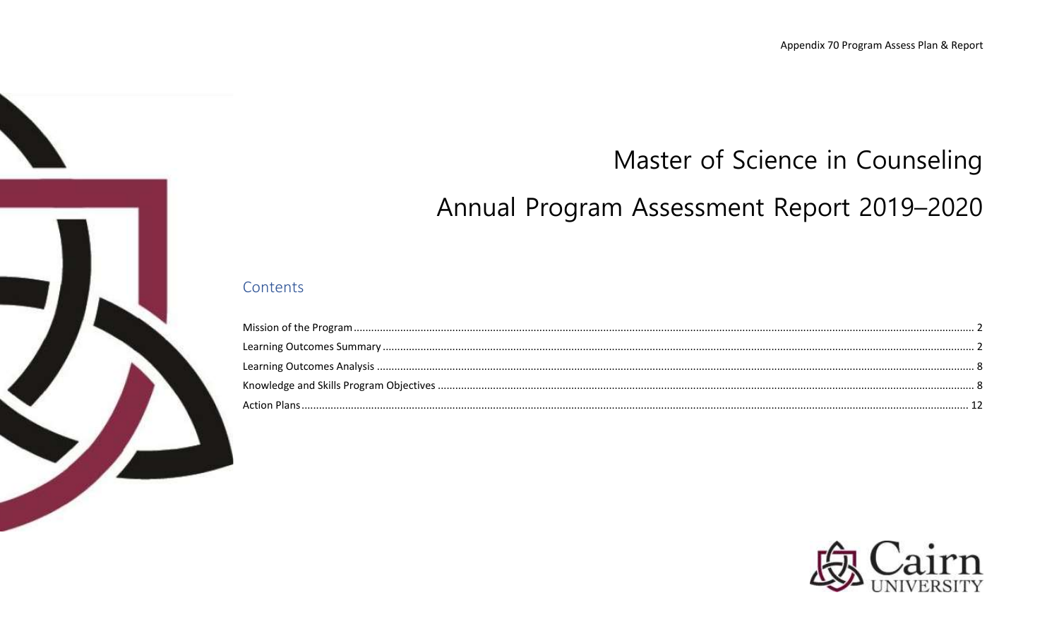# Master of Science in Counseling

# Annual Program Assessment Report 2019–2020

## Contents

Mission of the Program ........ 2
Learning Outcomes Summary ........ 2
Learning Outcomes Analysis ........ 8
Knowledge and Skills Program Objectives ........ 8
Action Plans ........ 12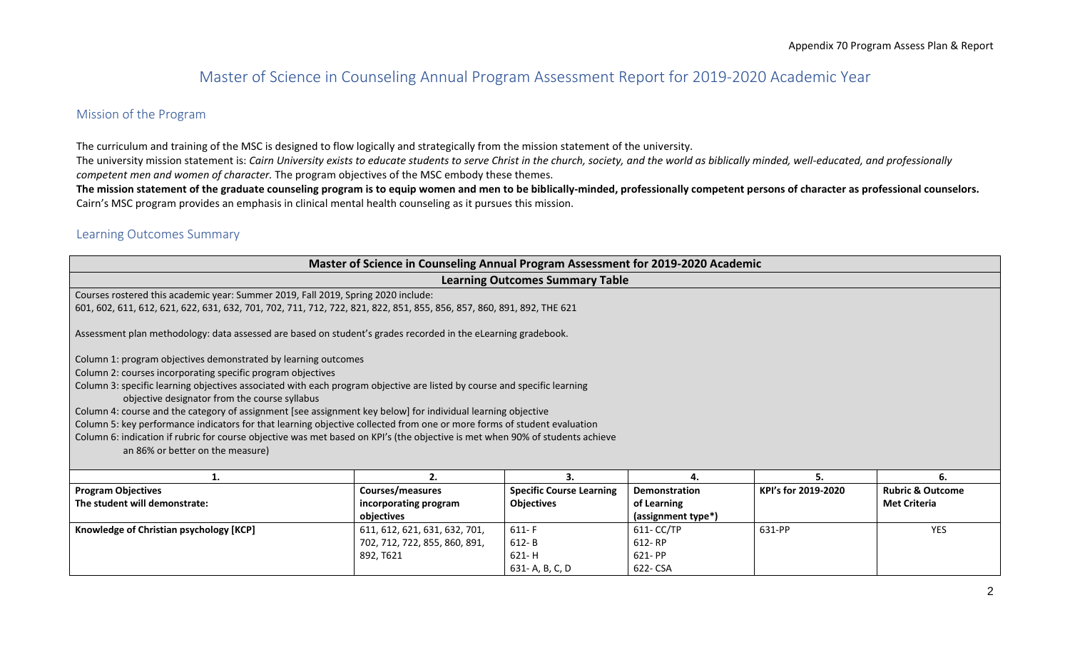# Master of Science in Counseling Annual Program Assessment Report for 2019-2020 Academic Year

## Mission of the Program

The curriculum and training of the MSC is designed to flow logically and strategically from the mission statement of the university.

The university mission statement is: *Cairn University exists to educate students to serve Christ in the church, society, and the world as biblically minded, well-educated, and professionally competent men and women of character*. The program objectives of the MSC embody these themes.

**The mission statement of the graduate counseling program is to equip women and men to be biblically-minded, professionally competent persons of character as professional counselors.** Cairn's MSC program provides an emphasis in clinical mental health counseling as it pursues this mission.

## Learning Outcomes Summary

**Master of Science in Counseling Annual Program Assessment for 2019-2020 Academic**

**Learning Outcomes Summary Table**

Courses rostered this academic year: Summer 2019, Fall 2019, Spring 2020 include:
601, 602, 611, 612, 621, 622, 631, 632, 701, 702, 711, 712, 722, 821, 822, 851, 855, 856, 857, 860, 891, 892, THE 621

Assessment plan methodology: data assessed are based on student's grades recorded in the eLearning gradebook.

Column 1: program objectives demonstrated by learning outcomes
Column 2: courses incorporating specific program objectives
Column 3: specific learning objectives associated with each program objective are listed by course and specific learning objective designator from the course syllabus
Column 4: course and the category of assignment [see assignment key below] for individual learning objective
Column 5: key performance indicators for that learning objective collected from one or more forms of student evaluation
Column 6: indication if rubric for course objective was met based on KPI's (the objective is met when 90% of students achieve an 86% or better on the measure)

| 1. | 2. | 3. | 4. | 5. | 6. |
|---|---|---|---|---|---|
| **Program Objectives** **The student will demonstrate:** | **Courses/measures incorporating program objectives** | **Specific Course Learning Objectives** | **Demonstration of Learning (assignment type*)** | **KPI's for 2019-2020** | **Rubric & Outcome Met Criteria** |
| **Knowledge of Christian psychology [KCP]** | 611, 612, 621, 631, 632, 701, 702, 712, 722, 855, 860, 891, 892, T621 | 611- F<br>612- B<br>621- H<br>631- A, B, C, D | 611- CC/TP<br>612- RP<br>621- PP<br>622- CSA | 631-PP | YES |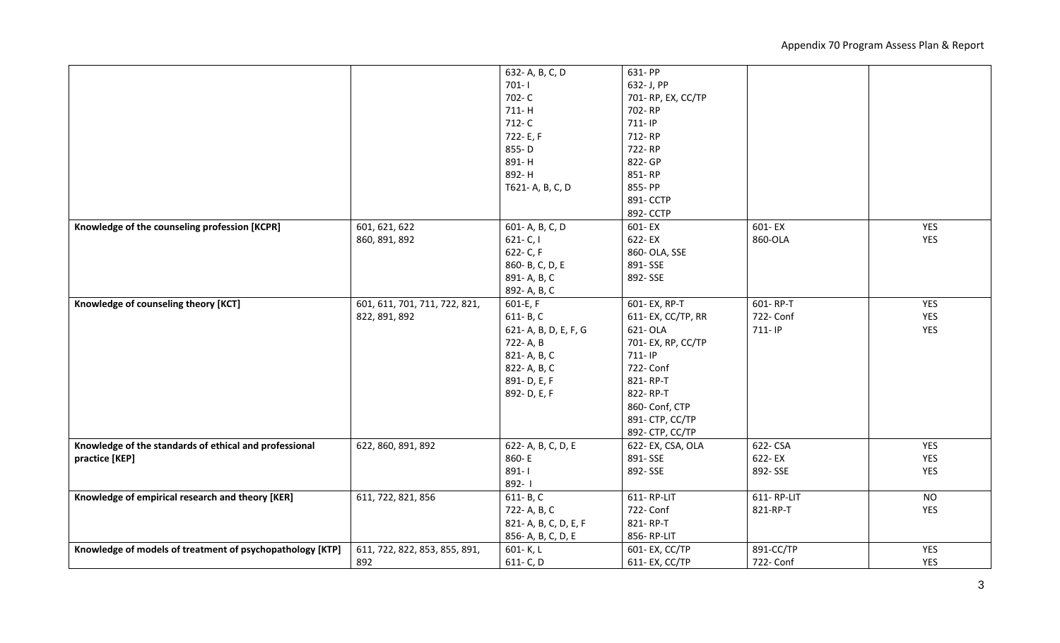| | | | | | |
|---|---|---|---|---|---|
| | | 632- A, B, C, D<br>701- I<br>702- C<br>711- H<br>712- C<br>722- E, F<br>855- D<br>891- H<br>892- H<br>T621- A, B, C, D | 631- PP<br>632- J, PP<br>701- RP, EX, CC/TP<br>702- RP<br>711- IP<br>712- RP<br>722- RP<br>822- GP<br>851- RP<br>855- PP<br>891- CCTP<br>892- CCTP | | |
| **Knowledge of the counseling profession [KCPR]** | 601, 621, 622<br>860, 891, 892 | 601- A, B, C, D<br>621- C, I<br>622- C, F<br>860- B, C, D, E<br>891- A, B, C<br>892- A, B, C | 601- EX<br>622- EX<br>860- OLA, SSE<br>891- SSE<br>892- SSE | 601- EX<br>860-OLA | YES<br>YES |
| **Knowledge of counseling theory [KCT]** | 601, 611, 701, 711, 722, 821, 822, 891, 892 | 601-E, F<br>611- B, C<br>621- A, B, D, E, F, G<br>722- A, B<br>821- A, B, C<br>822- A, B, C<br>891- D, E, F<br>892- D, E, F | 601- EX, RP-T<br>611- EX, CC/TP, RR<br>621- OLA<br>701- EX, RP, CC/TP<br>711- IP<br>722- Conf<br>821- RP-T<br>822- RP-T<br>860- Conf, CTP<br>891- CTP, CC/TP<br>892- CTP, CC/TP | 601- RP-T<br>722- Conf<br>711- IP | YES<br>YES<br>YES |
| **Knowledge of the standards of ethical and professional practice [KEP]** | 622, 860, 891, 892 | 622- A, B, C, D, E<br>860- E<br>891- I<br>892- I | 622- EX, CSA, OLA<br>891- SSE<br>892- SSE | 622- CSA<br>622- EX<br>892- SSE | YES<br>YES<br>YES |
| **Knowledge of empirical research and theory [KER]** | 611, 722, 821, 856 | 611- B, C<br>722- A, B, C<br>821- A, B, C, D, E, F<br>856- A, B, C, D, E | 611- RP-LIT<br>722- Conf<br>821- RP-T<br>856- RP-LIT | 611- RP-LIT<br>821-RP-T | NO<br>YES |
| **Knowledge of models of treatment of psychopathology [KTP]** | 611, 722, 822, 853, 855, 891, 892 | 601- K, L<br>611- C, D | 601- EX, CC/TP<br>611- EX, CC/TP | 891-CC/TP<br>722- Conf | YES<br>YES |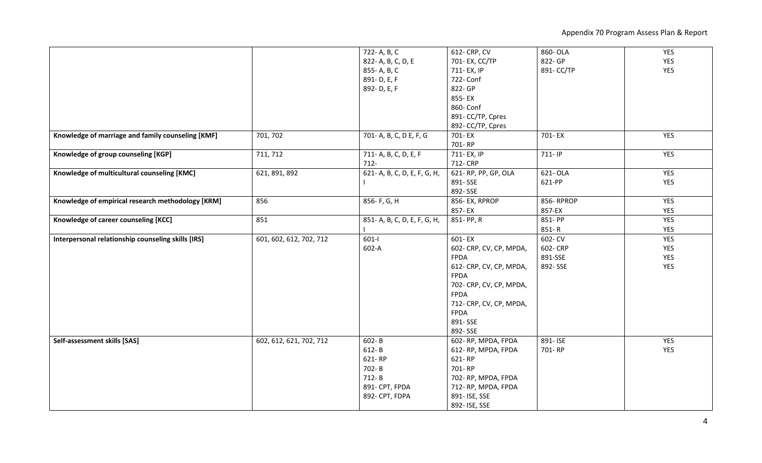| | | | | | |
|---|---|---|---|---|---|
| | | 722- A, B, C<br>822- A, B, C, D, E<br>855- A, B, C<br>891- D, E, F<br>892- D, E, F | 612- CRP, CV<br>701- EX, CC/TP<br>711- EX, IP<br>722- Conf<br>822- GP<br>855- EX<br>860- Conf<br>891- CC/TP, Cpres<br>892- CC/TP, Cpres | 860- OLA<br>822- GP<br>891- CC/TP | YES<br>YES<br>YES |
| **Knowledge of marriage and family counseling [KMF]** | 701, 702 | 701- A, B, C, D E, F, G | 701- EX<br>701- RP | 701- EX | YES |
| **Knowledge of group counseling [KGP]** | 711, 712 | 711- A, B, C, D, E, F<br>712- | 711- EX, IP<br>712- CRP | 711- IP | YES |
| **Knowledge of multicultural counseling [KMC]** | 621, 891, 892 | 621- A, B, C, D, E, F, G, H, I | 621- RP, PP, GP, OLA<br>891- SSE<br>892- SSE | 621- OLA<br>621-PP | YES<br>YES |
| **Knowledge of empirical research methodology [KRM]** | 856 | 856- F, G, H | 856- EX, RPROP<br>857- EX | 856- RPROP<br>857-EX | YES<br>YES |
| **Knowledge of career counseling [KCC]** | 851 | 851- A, B, C, D, E, F, G, H, I | 851- PP, R | 851- PP<br>851- R | YES<br>YES |
| **Interpersonal relationship counseling skills [IRS]** | 601, 602, 612, 702, 712 | 601-I<br>602-A | 601- EX<br>602- CRP, CV, CP, MPDA, FPDA<br>612- CRP, CV, CP, MPDA, FPDA<br>702- CRP, CV, CP, MPDA, FPDA<br>712- CRP, CV, CP, MPDA, FPDA<br>891- SSE<br>892- SSE | 602- CV<br>602- CRP<br>891-SSE<br>892- SSE | YES<br>YES<br>YES<br>YES |
| **Self-assessment skills [SAS]** | 602, 612, 621, 702, 712 | 602- B<br>612- B<br>621- RP<br>702- B<br>712- B<br>891- CPT, FPDA<br>892- CPT, FDPA | 602- RP, MPDA, FPDA<br>612- RP, MPDA, FPDA<br>621- RP<br>701- RP<br>702- RP, MPDA, FPDA<br>712- RP, MPDA, FPDA<br>891- ISE, SSE<br>892- ISE, SSE | 891- ISE<br>701- RP | YES<br>YES |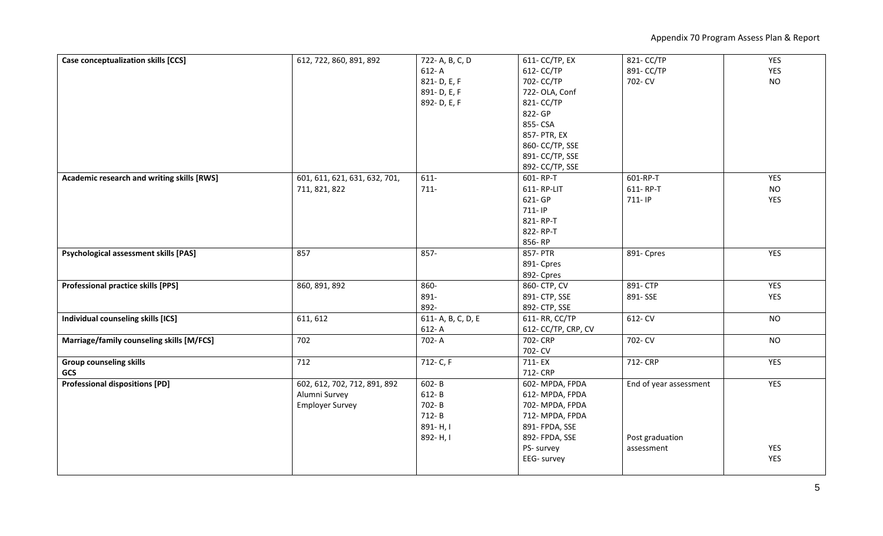| Case conceptualization skills [CCS] | 612, 722, 860, 891, 892 | 722- A, B, C, D<br>612- A<br>821- D, E, F<br>891- D, E, F<br>892- D, E, F | 611- CC/TP, EX<br>612- CC/TP<br>702- CC/TP<br>722- OLA, Conf<br>821- CC/TP<br>822- GP<br>855- CSA<br>857- PTR, EX<br>860- CC/TP, SSE<br>891- CC/TP, SSE<br>892- CC/TP, SSE | 821- CC/TP<br>891- CC/TP<br>702- CV | YES<br>YES<br>NO |
|---|---|---|---|---|---|
| **Academic research and writing skills [RWS]** | 601, 611, 621, 631, 632, 701, 711, 821, 822 | 611-<br>711- | 601- RP-T<br>611- RP-LIT<br>621- GP<br>711- IP<br>821- RP-T<br>822- RP-T<br>856- RP | 601-RP-T<br>611- RP-T<br>711- IP | YES<br>NO<br>YES |
| **Psychological assessment skills [PAS]** | 857 | 857- | 857- PTR<br>891- Cpres<br>892- Cpres | 891- Cpres | YES |
| **Professional practice skills [PPS]** | 860, 891, 892 | 860-<br>891-<br>892- | 860- CTP, CV<br>891- CTP, SSE<br>892- CTP, SSE | 891- CTP<br>891- SSE | YES<br>YES |
| **Individual counseling skills [ICS]** | 611, 612 | 611- A, B, C, D, E<br>612- A | 611- RR, CC/TP<br>612- CC/TP, CRP, CV | 612- CV | NO |
| **Marriage/family counseling skills [M/FCS]** | 702 | 702- A | 702- CRP<br>702- CV | 702- CV | NO |
| **Group counseling skills GCS** | 712 | 712- C, F | 711- EX<br>712- CRP | 712- CRP | YES |
| **Professional dispositions [PD]** | 602, 612, 702, 712, 891, 892<br>Alumni Survey<br>Employer Survey | 602- B<br>612- B<br>702- B<br>712- B<br>891- H, I<br>892- H, I | 602- MPDA, FPDA<br>612- MPDA, FPDA<br>702- MPDA, FPDA<br>712- MPDA, FPDA<br>891- FPDA, SSE<br>892- FPDA, SSE<br>PS- survey<br>EEG- survey | End of year assessment<br><br>Post graduation assessment | YES<br><br>YES<br>YES |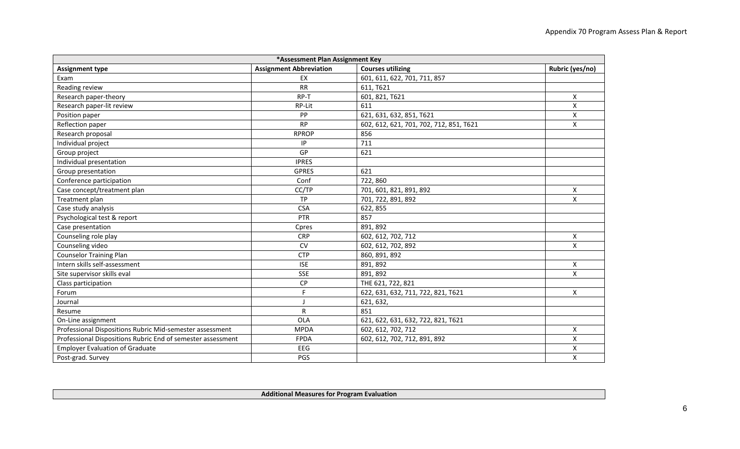| *Assessment Plan Assignment Key | | | |
|---|---|---|---|
| **Assignment type** | **Assignment Abbreviation** | **Courses utilizing** | **Rubric (yes/no)** |
| Exam | EX | 601, 611, 622, 701, 711, 857 | |
| Reading review | RR | 611, T621 | |
| Research paper-theory | RP-T | 601, 821, T621 | X |
| Research paper-lit review | RP-Lit | 611 | X |
| Position paper | PP | 621, 631, 632, 851, T621 | X |
| Reflection paper | RP | 602, 612, 621, 701, 702, 712, 851, T621 | X |
| Research proposal | RPROP | 856 | |
| Individual project | IP | 711 | |
| Group project | GP | 621 | |
| Individual presentation | IPRES | | |
| Group presentation | GPRES | 621 | |
| Conference participation | Conf | 722, 860 | |
| Case concept/treatment plan | CC/TP | 701, 601, 821, 891, 892 | X |
| Treatment plan | TP | 701, 722, 891, 892 | X |
| Case study analysis | CSA | 622, 855 | |
| Psychological test & report | PTR | 857 | |
| Case presentation | Cpres | 891, 892 | |
| Counseling role play | CRP | 602, 612, 702, 712 | X |
| Counseling video | CV | 602, 612, 702, 892 | X |
| Counselor Training Plan | CTP | 860, 891, 892 | |
| Intern skills self-assessment | ISE | 891, 892 | X |
| Site supervisor skills eval | SSE | 891, 892 | X |
| Class participation | CP | THE 621, 722, 821 | |
| Forum | F | 622, 631, 632, 711, 722, 821, T621 | X |
| Journal | J | 621, 632, | |
| Resume | R | 851 | |
| On-Line assignment | OLA | 621, 622, 631, 632, 722, 821, T621 | |
| Professional Dispositions Rubric Mid-semester assessment | MPDA | 602, 612, 702, 712 | X |
| Professional Dispositions Rubric End of semester assessment | FPDA | 602, 612, 702, 712, 891, 892 | X |
| Employer Evaluation of Graduate | EEG | | X |
| Post-grad. Survey | PGS | | X |

| **Additional Measures for Program Evaluation** |
|---|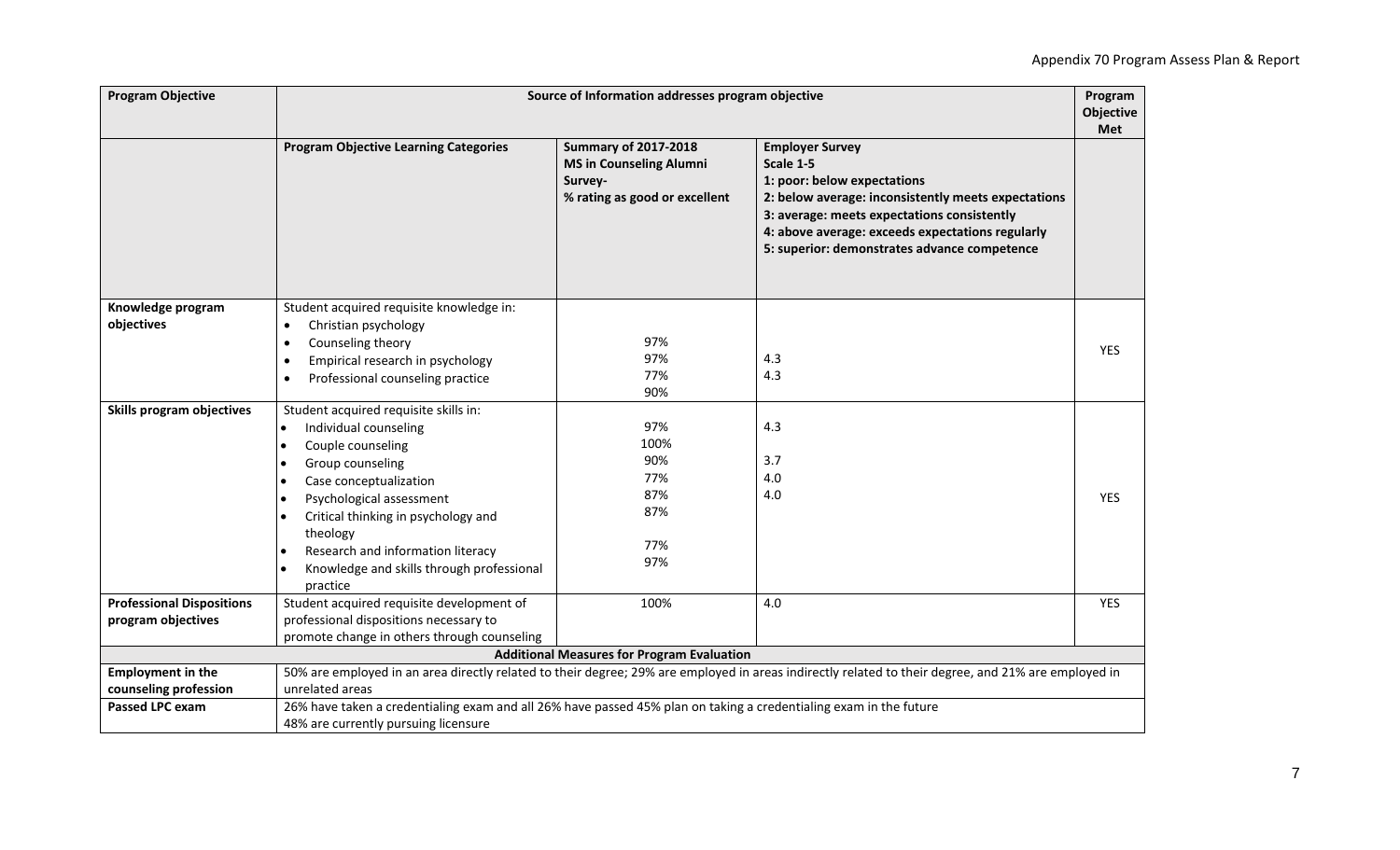| Program Objective | Source of Information addresses program objective | | | Program Objective Met |
|---|---|---|---|---|
| | **Program Objective Learning Categories** | **Summary of 2017-2018 MS in Counseling Alumni Survey-** **% rating as good or excellent** | **Employer Survey** **Scale 1-5** **1: poor: below expectations** **2: below average: inconsistently meets expectations** **3: average: meets expectations consistently** **4: above average: exceeds expectations regularly** **5: superior: demonstrates advance competence** | |
| **Knowledge program objectives** | Student acquired requisite knowledge in:<br>• Christian psychology<br>• Counseling theory<br>• Empirical research in psychology<br>• Professional counseling practice | 97%<br>97%<br>77%<br>90% | 4.3<br>4.3 | YES |
| **Skills program objectives** | Student acquired requisite skills in:<br>• Individual counseling<br>• Couple counseling<br>• Group counseling<br>• Case conceptualization<br>• Psychological assessment<br>• Critical thinking in psychology and theology<br>• Research and information literacy<br>• Knowledge and skills through professional practice | 97%<br>100%<br>90%<br>77%<br>87%<br>87%<br>77%<br>97% | 4.3<br><br>3.7<br>4.0<br>4.0 | YES |
| **Professional Dispositions program objectives** | Student acquired requisite development of professional dispositions necessary to promote change in others through counseling | 100% | 4.0 | YES |
| | **Additional Measures for Program Evaluation** | | | |
| **Employment in the counseling profession** | 50% are employed in an area directly related to their degree; 29% are employed in areas indirectly related to their degree, and 21% are employed in unrelated areas | | | |
| **Passed LPC exam** | 26% have taken a credentialing exam and all 26% have passed 45% plan on taking a credentialing exam in the future<br>48% are currently pursuing licensure | | | |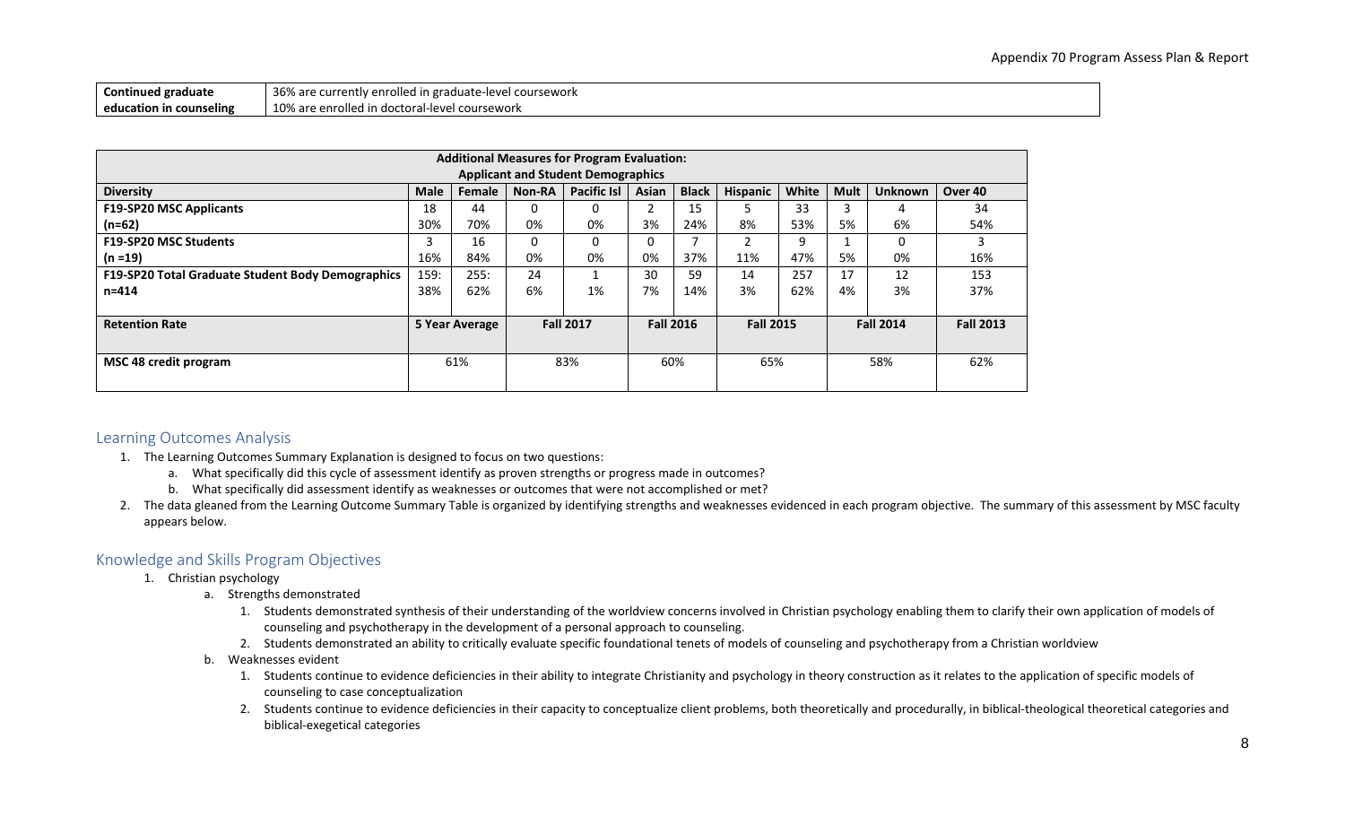| Continued graduate education in counseling | 36% are currently enrolled in graduate-level coursework<br>10% are enrolled in doctoral-level coursework |
|---|---|

| Additional Measures for Program Evaluation: Applicant and Student Demographics | | | | | | | | | | | |
|---|---|---|---|---|---|---|---|---|---|---|---|
| **Diversity** | **Male** | **Female** | **Non-RA** | **Pacific Isl** | **Asian** | **Black** | **Hispanic** | **White** | **Mult** | **Unknown** | **Over 40** |
| **F19-SP20 MSC Applicants (n=62)** | 18<br>30% | 44<br>70% | 0<br>0% | 0<br>0% | 2<br>3% | 15<br>24% | 5<br>8% | 33<br>53% | 3<br>5% | 4<br>6% | 34<br>54% |
| **F19-SP20 MSC Students (n =19)** | 3<br>16% | 16<br>84% | 0<br>0% | 0<br>0% | 0<br>0% | 7<br>37% | 2<br>11% | 9<br>47% | 1<br>5% | 0<br>0% | 3<br>16% |
| **F19-SP20 Total Graduate Student Body Demographics n=414** | 159:<br>38% | 255:<br>62% | 24<br>6% | 1<br>1% | 30<br>7% | 59<br>14% | 14<br>3% | 257<br>62% | 17<br>4% | 12<br>3% | 153<br>37% |

| **Retention Rate** | **5 Year Average** | **Fall 2017** | **Fall 2016** | **Fall 2015** | **Fall 2014** | **Fall 2013** |
|---|---|---|---|---|---|---|
| **MSC 48 credit program** | 61% | 83% | 60% | 65% | 58% | 62% |

## Learning Outcomes Analysis

1. The Learning Outcomes Summary Explanation is designed to focus on two questions:
   a. What specifically did this cycle of assessment identify as proven strengths or progress made in outcomes?
   b. What specifically did assessment identify as weaknesses or outcomes that were not accomplished or met?
2. The data gleaned from the Learning Outcome Summary Table is organized by identifying strengths and weaknesses evidenced in each program objective. The summary of this assessment by MSC faculty appears below.

## Knowledge and Skills Program Objectives

1. Christian psychology
   a. Strengths demonstrated
      1. Students demonstrated synthesis of their understanding of the worldview concerns involved in Christian psychology enabling them to clarify their own application of models of counseling and psychotherapy in the development of a personal approach to counseling.
      2. Students demonstrated an ability to critically evaluate specific foundational tenets of models of counseling and psychotherapy from a Christian worldview
   b. Weaknesses evident
      1. Students continue to evidence deficiencies in their ability to integrate Christianity and psychology in theory construction as it relates to the application of specific models of counseling to case conceptualization
      2. Students continue to evidence deficiencies in their capacity to conceptualize client problems, both theoretically and procedurally, in biblical-theological theoretical categories and biblical-exegetical categories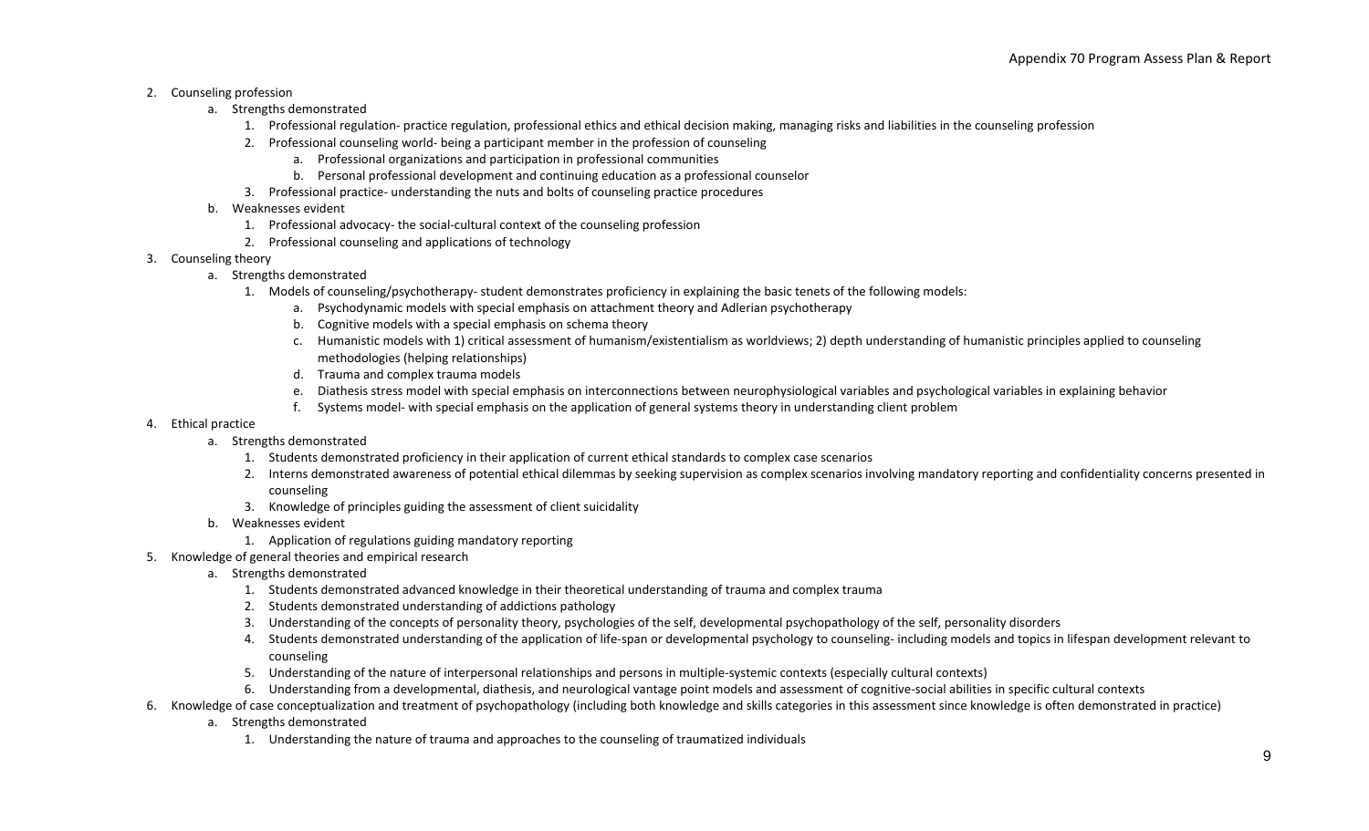2. Counseling profession
    a. Strengths demonstrated
        1. Professional regulation- practice regulation, professional ethics and ethical decision making, managing risks and liabilities in the counseling profession
        2. Professional counseling world- being a participant member in the profession of counseling
            a. Professional organizations and participation in professional communities
            b. Personal professional development and continuing education as a professional counselor
        3. Professional practice- understanding the nuts and bolts of counseling practice procedures
    b. Weaknesses evident
        1. Professional advocacy- the social-cultural context of the counseling profession
        2. Professional counseling and applications of technology
3. Counseling theory
    a. Strengths demonstrated
        1. Models of counseling/psychotherapy- student demonstrates proficiency in explaining the basic tenets of the following models:
            a. Psychodynamic models with special emphasis on attachment theory and Adlerian psychotherapy
            b. Cognitive models with a special emphasis on schema theory
            c. Humanistic models with 1) critical assessment of humanism/existentialism as worldviews; 2) depth understanding of humanistic principles applied to counseling methodologies (helping relationships)
            d. Trauma and complex trauma models
            e. Diathesis stress model with special emphasis on interconnections between neurophysiological variables and psychological variables in explaining behavior
            f. Systems model- with special emphasis on the application of general systems theory in understanding client problem
4. Ethical practice
    a. Strengths demonstrated
        1. Students demonstrated proficiency in their application of current ethical standards to complex case scenarios
        2. Interns demonstrated awareness of potential ethical dilemmas by seeking supervision as complex scenarios involving mandatory reporting and confidentiality concerns presented in counseling
        3. Knowledge of principles guiding the assessment of client suicidality
    b. Weaknesses evident
        1. Application of regulations guiding mandatory reporting
5. Knowledge of general theories and empirical research
    a. Strengths demonstrated
        1. Students demonstrated advanced knowledge in their theoretical understanding of trauma and complex trauma
        2. Students demonstrated understanding of addictions pathology
        3. Understanding of the concepts of personality theory, psychologies of the self, developmental psychopathology of the self, personality disorders
        4. Students demonstrated understanding of the application of life-span or developmental psychology to counseling- including models and topics in lifespan development relevant to counseling
        5. Understanding of the nature of interpersonal relationships and persons in multiple-systemic contexts (especially cultural contexts)
        6. Understanding from a developmental, diathesis, and neurological vantage point models and assessment of cognitive-social abilities in specific cultural contexts
6. Knowledge of case conceptualization and treatment of psychopathology (including both knowledge and skills categories in this assessment since knowledge is often demonstrated in practice)
    a. Strengths demonstrated
        1. Understanding the nature of trauma and approaches to the counseling of traumatized individuals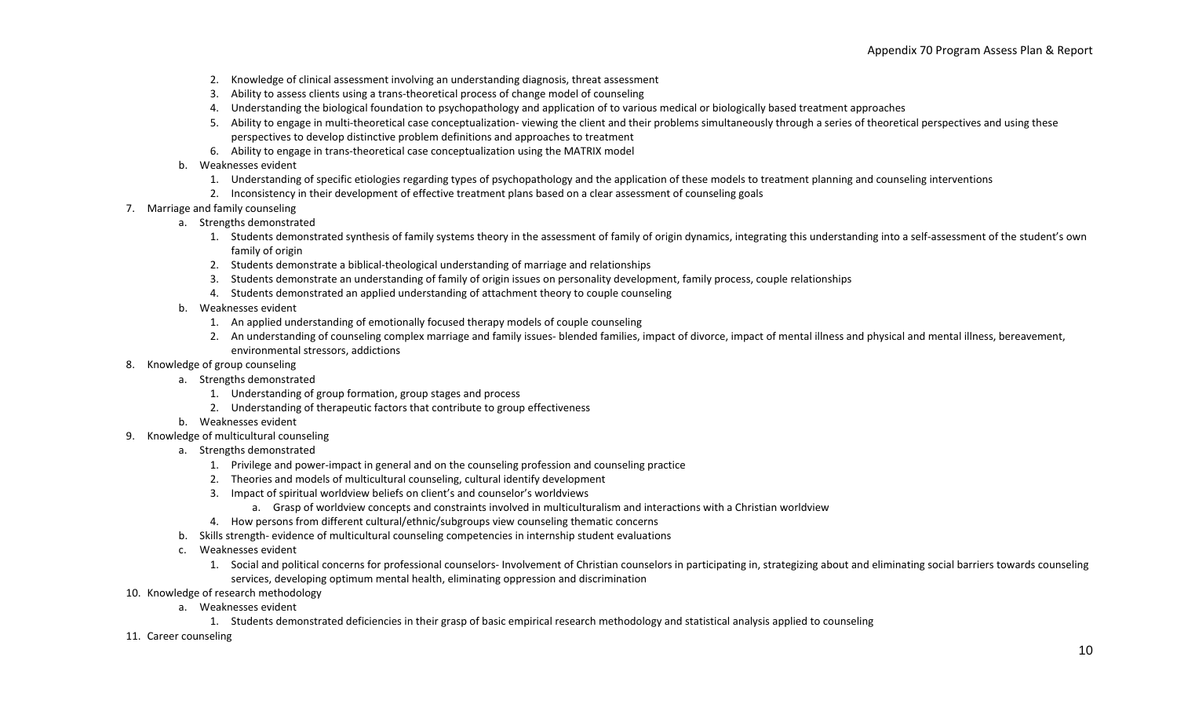2. Knowledge of clinical assessment involving an understanding diagnosis, threat assessment
      3. Ability to assess clients using a trans-theoretical process of change model of counseling
      4. Understanding the biological foundation to psychopathology and application of to various medical or biologically based treatment approaches
      5. Ability to engage in multi-theoretical case conceptualization- viewing the client and their problems simultaneously through a series of theoretical perspectives and using these perspectives to develop distinctive problem definitions and approaches to treatment
      6. Ability to engage in trans-theoretical case conceptualization using the MATRIX model
   b. Weaknesses evident
      1. Understanding of specific etiologies regarding types of psychopathology and the application of these models to treatment planning and counseling interventions
      2. Inconsistency in their development of effective treatment plans based on a clear assessment of counseling goals

7. Marriage and family counseling
   a. Strengths demonstrated
      1. Students demonstrated synthesis of family systems theory in the assessment of family of origin dynamics, integrating this understanding into a self-assessment of the student's own family of origin
      2. Students demonstrate a biblical-theological understanding of marriage and relationships
      3. Students demonstrate an understanding of family of origin issues on personality development, family process, couple relationships
      4. Students demonstrated an applied understanding of attachment theory to couple counseling
   b. Weaknesses evident
      1. An applied understanding of emotionally focused therapy models of couple counseling
      2. An understanding of counseling complex marriage and family issues- blended families, impact of divorce, impact of mental illness and physical and mental illness, bereavement, environmental stressors, addictions

8. Knowledge of group counseling
   a. Strengths demonstrated
      1. Understanding of group formation, group stages and process
      2. Understanding of therapeutic factors that contribute to group effectiveness
   b. Weaknesses evident

9. Knowledge of multicultural counseling
   a. Strengths demonstrated
      1. Privilege and power-impact in general and on the counseling profession and counseling practice
      2. Theories and models of multicultural counseling, cultural identify development
      3. Impact of spiritual worldview beliefs on client's and counselor's worldviews
         a. Grasp of worldview concepts and constraints involved in multiculturalism and interactions with a Christian worldview
      4. How persons from different cultural/ethnic/subgroups view counseling thematic concerns
   b. Skills strength- evidence of multicultural counseling competencies in internship student evaluations
   c. Weaknesses evident
      1. Social and political concerns for professional counselors- Involvement of Christian counselors in participating in, strategizing about and eliminating social barriers towards counseling services, developing optimum mental health, eliminating oppression and discrimination

10. Knowledge of research methodology
    a. Weaknesses evident
       1. Students demonstrated deficiencies in their grasp of basic empirical research methodology and statistical analysis applied to counseling

11. Career counseling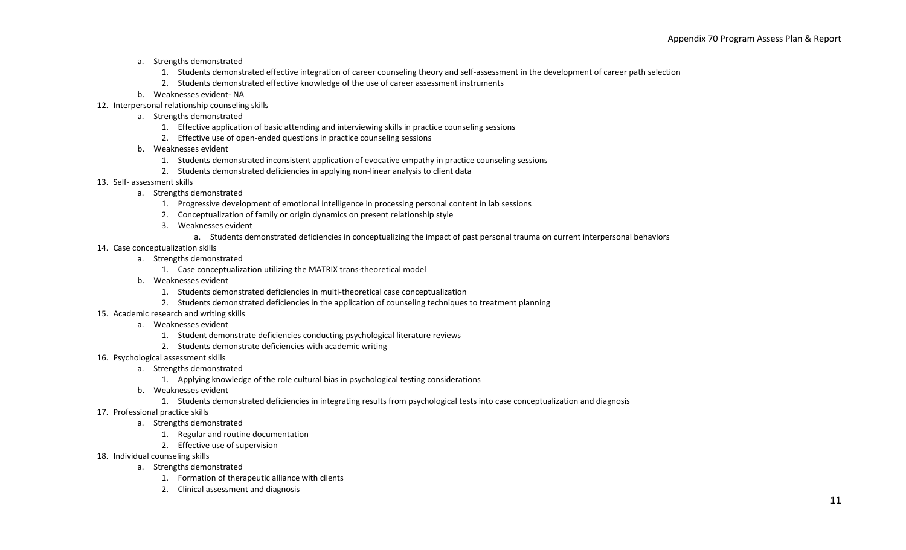a. Strengths demonstrated
      1. Students demonstrated effective integration of career counseling theory and self-assessment in the development of career path selection
      2. Students demonstrated effective knowledge of the use of career assessment instruments
   b. Weaknesses evident- NA

12. Interpersonal relationship counseling skills
    a. Strengths demonstrated
       1. Effective application of basic attending and interviewing skills in practice counseling sessions
       2. Effective use of open-ended questions in practice counseling sessions
    b. Weaknesses evident
       1. Students demonstrated inconsistent application of evocative empathy in practice counseling sessions
       2. Students demonstrated deficiencies in applying non-linear analysis to client data
13. Self- assessment skills
    a. Strengths demonstrated
       1. Progressive development of emotional intelligence in processing personal content in lab sessions
       2. Conceptualization of family or origin dynamics on present relationship style
       3. Weaknesses evident
          a. Students demonstrated deficiencies in conceptualizing the impact of past personal trauma on current interpersonal behaviors
14. Case conceptualization skills
    a. Strengths demonstrated
       1. Case conceptualization utilizing the MATRIX trans-theoretical model
    b. Weaknesses evident
       1. Students demonstrated deficiencies in multi-theoretical case conceptualization
       2. Students demonstrated deficiencies in the application of counseling techniques to treatment planning
15. Academic research and writing skills
    a. Weaknesses evident
       1. Student demonstrate deficiencies conducting psychological literature reviews
       2. Students demonstrate deficiencies with academic writing
16. Psychological assessment skills
    a. Strengths demonstrated
       1. Applying knowledge of the role cultural bias in psychological testing considerations
    b. Weaknesses evident
       1. Students demonstrated deficiencies in integrating results from psychological tests into case conceptualization and diagnosis
17. Professional practice skills
    a. Strengths demonstrated
       1. Regular and routine documentation
       2. Effective use of supervision
18. Individual counseling skills
    a. Strengths demonstrated
       1. Formation of therapeutic alliance with clients
       2. Clinical assessment and diagnosis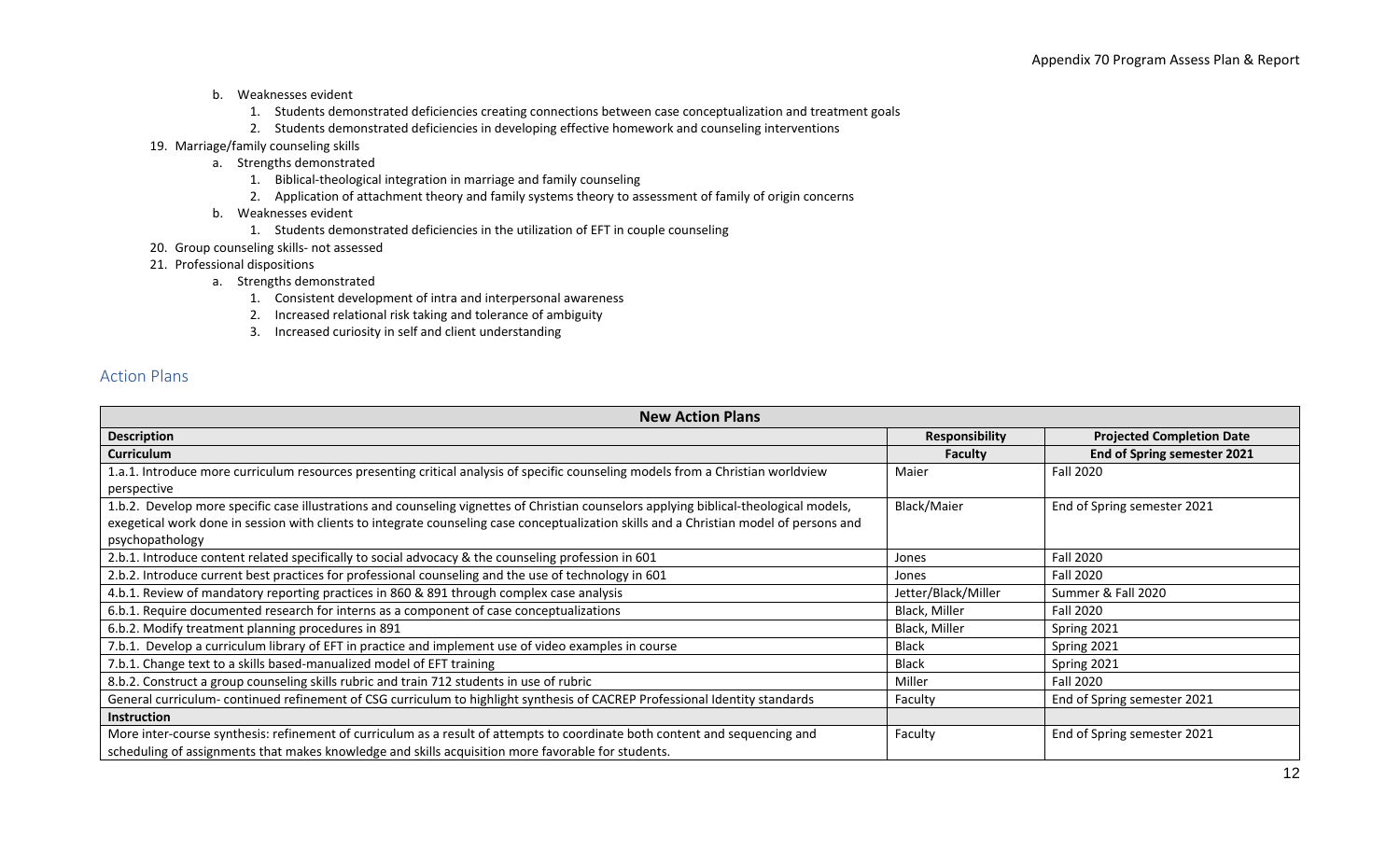b. Weaknesses evident
   1. Students demonstrated deficiencies creating connections between case conceptualization and treatment goals
   2. Students demonstrated deficiencies in developing effective homework and counseling interventions

19. Marriage/family counseling skills
   a. Strengths demonstrated
      1. Biblical-theological integration in marriage and family counseling
      2. Application of attachment theory and family systems theory to assessment of family of origin concerns
   b. Weaknesses evident
      1. Students demonstrated deficiencies in the utilization of EFT in couple counseling
20. Group counseling skills- not assessed
21. Professional dispositions
   a. Strengths demonstrated
      1. Consistent development of intra and interpersonal awareness
      2. Increased relational risk taking and tolerance of ambiguity
      3. Increased curiosity in self and client understanding

## Action Plans

| **New Action Plans** | | |
|---|---|---|
| **Description** | **Responsibility** | **Projected Completion Date** |
| **Curriculum** | **Faculty** | **End of Spring semester 2021** |
| 1.a.1. Introduce more curriculum resources presenting critical analysis of specific counseling models from a Christian worldview perspective | Maier | Fall 2020 |
| 1.b.2. Develop more specific case illustrations and counseling vignettes of Christian counselors applying biblical-theological models, exegetical work done in session with clients to integrate counseling case conceptualization skills and a Christian model of persons and psychopathology | Black/Maier | End of Spring semester 2021 |
| 2.b.1. Introduce content related specifically to social advocacy & the counseling profession in 601 | Jones | Fall 2020 |
| 2.b.2. Introduce current best practices for professional counseling and the use of technology in 601 | Jones | Fall 2020 |
| 4.b.1. Review of mandatory reporting practices in 860 & 891 through complex case analysis | Jetter/Black/Miller | Summer & Fall 2020 |
| 6.b.1. Require documented research for interns as a component of case conceptualizations | Black, Miller | Fall 2020 |
| 6.b.2. Modify treatment planning procedures in 891 | Black, Miller | Spring 2021 |
| 7.b.1. Develop a curriculum library of EFT in practice and implement use of video examples in course | Black | Spring 2021 |
| 7.b.1. Change text to a skills based-manualized model of EFT training | Black | Spring 2021 |
| 8.b.2. Construct a group counseling skills rubric and train 712 students in use of rubric | Miller | Fall 2020 |
| General curriculum- continued refinement of CSG curriculum to highlight synthesis of CACREP Professional Identity standards | Faculty | End of Spring semester 2021 |
| **Instruction** | | |
| More inter-course synthesis: refinement of curriculum as a result of attempts to coordinate both content and sequencing and scheduling of assignments that makes knowledge and skills acquisition more favorable for students. | Faculty | End of Spring semester 2021 |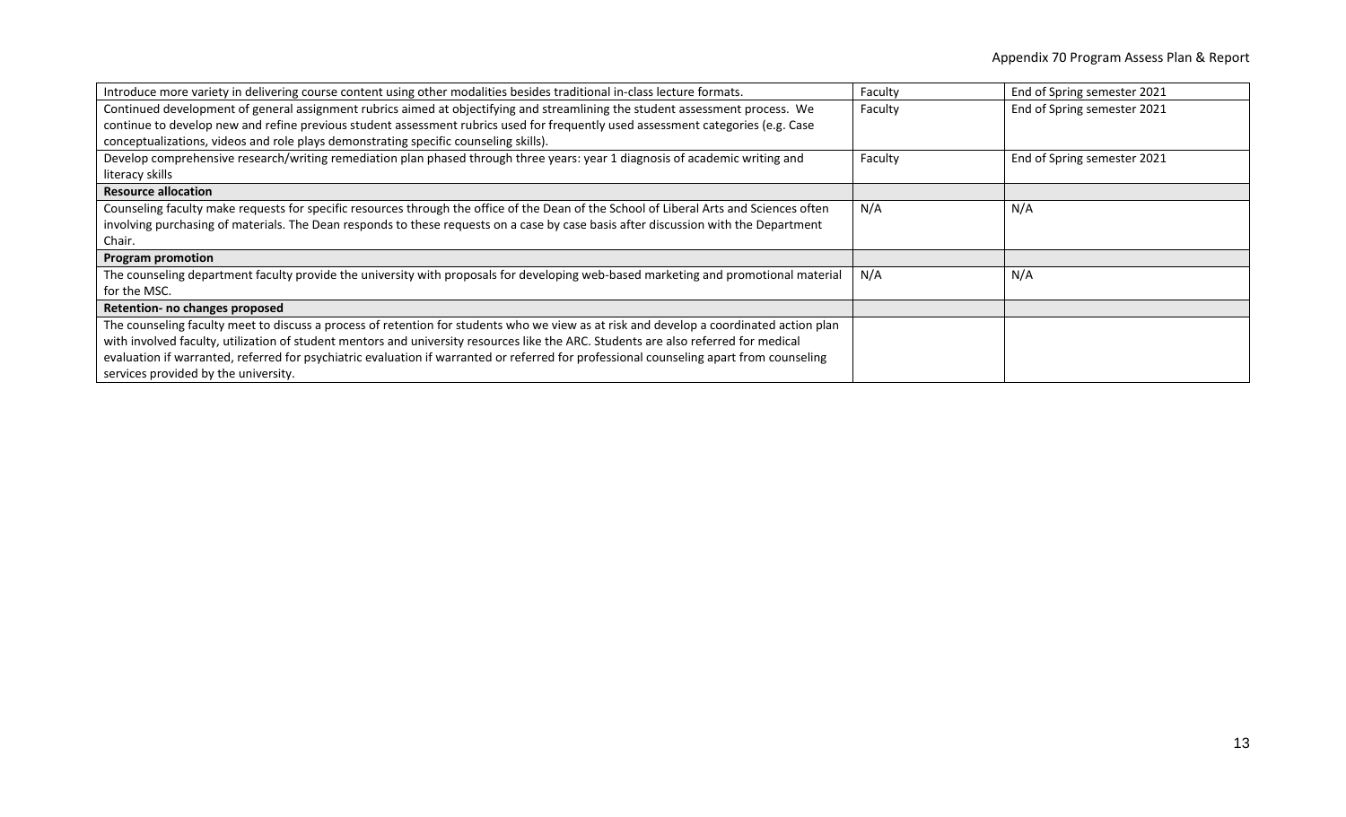| | | |
|---|---|---|
| Introduce more variety in delivering course content using other modalities besides traditional in-class lecture formats. | Faculty | End of Spring semester 2021 |
| Continued development of general assignment rubrics aimed at objectifying and streamlining the student assessment process. We continue to develop new and refine previous student assessment rubrics used for frequently used assessment categories (e.g. Case conceptualizations, videos and role plays demonstrating specific counseling skills). | Faculty | End of Spring semester 2021 |
| Develop comprehensive research/writing remediation plan phased through three years: year 1 diagnosis of academic writing and literacy skills | Faculty | End of Spring semester 2021 |
| **Resource allocation** | | |
| Counseling faculty make requests for specific resources through the office of the Dean of the School of Liberal Arts and Sciences often involving purchasing of materials. The Dean responds to these requests on a case by case basis after discussion with the Department Chair. | N/A | N/A |
| **Program promotion** | | |
| The counseling department faculty provide the university with proposals for developing web-based marketing and promotional material for the MSC. | N/A | N/A |
| **Retention- no changes proposed** | | |
| The counseling faculty meet to discuss a process of retention for students who we view as at risk and develop a coordinated action plan with involved faculty, utilization of student mentors and university resources like the ARC. Students are also referred for medical evaluation if warranted, referred for psychiatric evaluation if warranted or referred for professional counseling apart from counseling services provided by the university. | | |